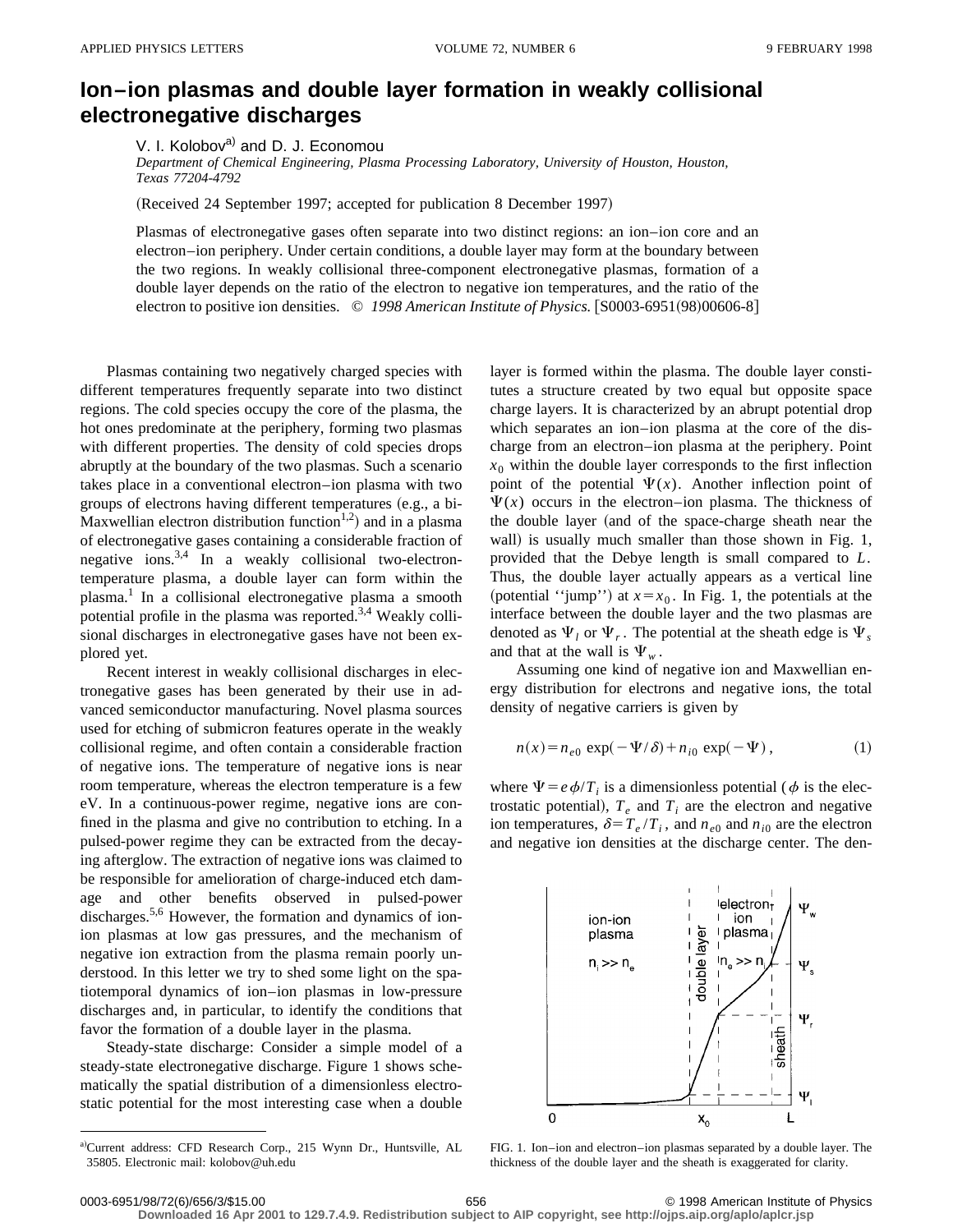# Ion–ion plasmas and double layer formation in weakly collisional electronegative discharges

V. I. Kolobov[a] and D. J. Economou

*Department of Chemical Engineering, Plasma Processing Laboratory, University of Houston, Houston, Texas 77204-4792*

(Received 24 September 1997; accepted for publication 8 December 1997)

Plasmas of electronegative gases often separate into two distinct regions: an ion–ion core and an electron–ion periphery. Under certain conditions, a double layer may form at the boundary between the two regions. In weakly collisional three-component electronegative plasmas, formation of a double layer depends on the ratio of the electron to negative ion temperatures, and the ratio of the electron to positive ion densities. © *1998 American Institute of Physics.* [S0003-6951(98)00606-8]

Plasmas containing two negatively charged species with different temperatures frequently separate into two distinct regions. The cold species occupy the core of the plasma, the hot ones predominate at the periphery, forming two plasmas with different properties. The density of cold species drops abruptly at the boundary of the two plasmas. Such a scenario takes place in a conventional electron–ion plasma with two groups of electrons having different temperatures (e.g., a bi-Maxwellian electron distribution function[1,2]) and in a plasma of electronegative gases containing a considerable fraction of negative ions.[3,4] In a weakly collisional two-electron-temperature plasma, a double layer can form within the plasma.[1] In a collisional electronegative plasma a smooth potential profile in the plasma was reported.[3,4] Weakly collisional discharges in electronegative gases have not been explored yet.

Recent interest in weakly collisional discharges in electronegative gases has been generated by their use in advanced semiconductor manufacturing. Novel plasma sources used for etching of submicron features operate in the weakly collisional regime, and often contain a considerable fraction of negative ions. The temperature of negative ions is near room temperature, whereas the electron temperature is a few eV. In a continuous-power regime, negative ions are confined in the plasma and give no contribution to etching. In a pulsed-power regime they can be extracted from the decaying afterglow. The extraction of negative ions was claimed to be responsible for amelioration of charge-induced etch damage and other benefits observed in pulsed-power discharges.[5,6] However, the formation and dynamics of ion-ion plasmas at low gas pressures, and the mechanism of negative ion extraction from the plasma remain poorly understood. In this letter we try to shed some light on the spatiotemporal dynamics of ion–ion plasmas in low-pressure discharges and, in particular, to identify the conditions that favor the formation of a double layer in the plasma.

Steady-state discharge: Consider a simple model of a steady-state electronegative discharge. Figure 1 shows schematically the spatial distribution of a dimensionless electrostatic potential for the most interesting case when a double layer is formed within the plasma. The double layer constitutes a structure created by two equal but opposite space charge layers. It is characterized by an abrupt potential drop which separates an ion–ion plasma at the core of the discharge from an electron–ion plasma at the periphery. Point $x_0$ within the double layer corresponds to the first inflection point of the potential $\Psi(x)$. Another inflection point of $\Psi(x)$ occurs in the electron–ion plasma. The thickness of the double layer (and of the space-charge sheath near the wall) is usually much smaller than those shown in Fig. 1, provided that the Debye length is small compared to $L$. Thus, the double layer actually appears as a vertical line (potential ''jump'') at $x=x_0$. In Fig. 1, the potentials at the interface between the double layer and the two plasmas are denoted as $\Psi_l$ or $\Psi_r$. The potential at the sheath edge is $\Psi_s$ and that at the wall is $\Psi_w$.

Assuming one kind of negative ion and Maxwellian energy distribution for electrons and negative ions, the total density of negative carriers is given by

$$n(x)=n_{e0}\exp(-\Psi/\delta)+n_{i0}\exp(-\Psi), \tag{1}$$

where $\Psi=e\phi/T_i$ is a dimensionless potential ($\phi$ is the electrostatic potential), $T_e$ and $T_i$ are the electron and negative ion temperatures, $\delta=T_e/T_i$, and $n_{e0}$ and $n_{i0}$ are the electron and negative ion densities at the discharge center. The den-

FIG. 1. Ion–ion and electron–ion plasmas separated by a double layer. The thickness of the double layer and the sheath is exaggerated for clarity.

[a]Current address: CFD Research Corp., 215 Wynn Dr., Huntsville, AL 35805. Electronic mail: kolobov@uh.edu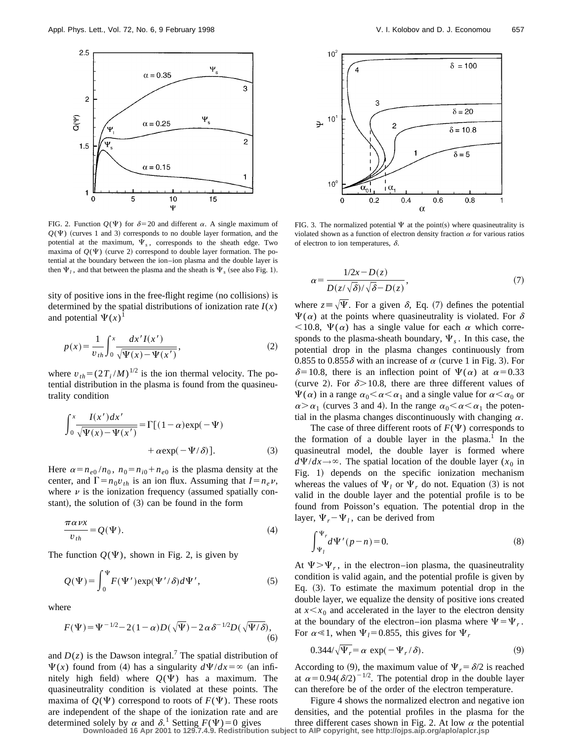FIG. 2. Function $Q(\Psi)$ for $\delta=20$ and different $\alpha$. A single maximum of $Q(\Psi)$ (curves 1 and 3) corresponds to no double layer formation, and the potential at the maximum, $\Psi_s$, corresponds to the sheath edge. Two maxima of $Q(\Psi)$ (curve 2) correspond to double layer formation. The potential at the boundary between the ion–ion plasma and the double layer is then $\Psi_l$, and that between the plasma and the sheath is $\Psi_s$ (see also Fig. 1).

sity of positive ions in the free-flight regime (no collisions) is determined by the spatial distributions of ionization rate $I(x)$ and potential $\Psi(x)$[1]

$$p(x)=\frac{1}{v_{th}}\int_0^x \frac{dx' I(x')}{\sqrt{\Psi(x)-\Psi(x')}}, \tag{2}$$

where $v_{th}=(2T_i/M)^{1/2}$ is the ion thermal velocity. The potential distribution in the plasma is found from the quasineutrality condition

$$\int_0^x \frac{I(x')dx'}{\sqrt{\Psi(x)-\Psi(x')}}=\Gamma[(1-\alpha)\exp(-\Psi)+\alpha\exp(-\Psi/\delta)]. \tag{3}$$

Here $\alpha=n_{e0}/n_0$, $n_0=n_{i0}+n_{e0}$ is the plasma density at the center, and $\Gamma=n_0 v_{th}$ is an ion flux. Assuming that $I=n_e\nu$, where $\nu$ is the ionization frequency (assumed spatially constant), the solution of (3) can be found in the form

$$\frac{\pi\alpha\nu x}{v_{th}}=Q(\Psi). \tag{4}$$

The function $Q(\Psi)$, shown in Fig. 2, is given by

$$Q(\Psi)=\int_0^{\Psi} F(\Psi')\exp(\Psi'/\delta)d\Psi', \tag{5}$$

where

$$F(\Psi)=\Psi^{-1/2}-2(1-\alpha)D(\sqrt{\Psi})-2\alpha\delta^{-1/2}D(\sqrt{\Psi/\delta}), \tag{6}$$

and $D(z)$ is the Dawson integral.[7] The spatial distribution of $\Psi(x)$ found from (4) has a singularity $d\Psi/dx=\infty$ (an infinitely high field) where $Q(\Psi)$ has a maximum. The quasineutrality condition is violated at these points. The maxima of $Q(\Psi)$ correspond to roots of $F(\Psi)$. These roots are independent of the shape of the ionization rate and are determined solely by $\alpha$ and $\delta$.[1] Setting $F(\Psi)=0$ gives

FIG. 3. The normalized potential $\Psi$ at the point(s) where quasineutrality is violated shown as a function of electron density fraction $\alpha$ for various ratios of electron to ion temperatures, $\delta$.

$$\alpha=\frac{1/2x-D(z)}{D(z/\sqrt{\delta})/\sqrt{\delta}-D(z)}, \tag{7}$$

where $z\equiv\sqrt{\Psi}$. For a given $\delta$, Eq. (7) defines the potential $\Psi(\alpha)$ at the points where quasineutrality is violated. For $\delta<10.8$, $\Psi(\alpha)$ has a single value for each $\alpha$ which corresponds to the plasma-sheath boundary, $\Psi_s$. In this case, the potential drop in the plasma changes continuously from 0.855 to $0.855\delta$ with an increase of $\alpha$ (curve 1 in Fig. 3). For $\delta=10.8$, there is an inflection point of $\Psi(\alpha)$ at $\alpha=0.33$ (curve 2). For $\delta>10.8$, there are three different values of $\Psi(\alpha)$ in a range $\alpha_0<\alpha<\alpha_1$ and a single value for $\alpha<\alpha_0$ or $\alpha>\alpha_1$ (curves 3 and 4). In the range $\alpha_0<\alpha<\alpha_1$ the potential in the plasma changes discontinuously with changing $\alpha$.

The case of three different roots of $F(\Psi)$ corresponds to the formation of a double layer in the plasma.[1] In the quasineutral model, the double layer is formed where $d\Psi/dx\rightarrow\infty$. The spatial location of the double layer ($x_0$ in Fig. 1) depends on the specific ionization mechanism whereas the values of $\Psi_l$ or $\Psi_r$ do not. Equation (3) is not valid in the double layer and the potential profile is to be found from Poisson's equation. The potential drop in the layer, $\Psi_r-\Psi_l$, can be derived from

$$\int_{\Psi_l}^{\Psi_r} d\Psi'(p-n)=0. \tag{8}$$

At $\Psi>\Psi_r$, in the electron–ion plasma, the quasineutrality condition is valid again, and the potential profile is given by Eq. (3). To estimate the maximum potential drop in the double layer, we equalize the density of positive ions created at $x<x_0$ and accelerated in the layer to the electron density at the boundary of the electron–ion plasma where $\Psi=\Psi_r$. For $\alpha\ll 1$, when $\Psi_l=0.855$, this gives for $\Psi_r$

$$0.344/\sqrt{\Psi_r}=\alpha\exp(-\Psi_r/\delta). \tag{9}$$

According to (9), the maximum value of $\Psi_r=\delta/2$ is reached at $\alpha=0.94(\delta/2)^{-1/2}$. The potential drop in the double layer can therefore be of the order of the electron temperature.

Figure 4 shows the normalized electron and negative ion densities, and the potential profiles in the plasma for the three different cases shown in Fig. 2. At low $\alpha$ the potential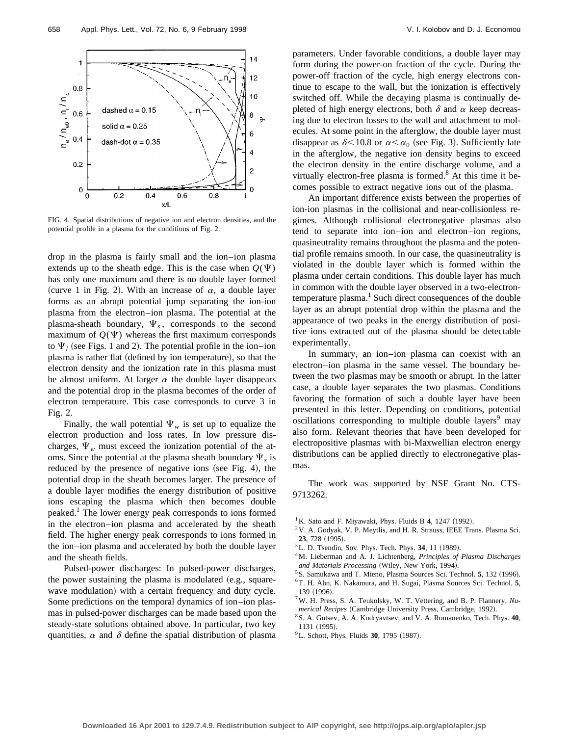FIG. 4. Spatial distributions of negative ion and electron densities, and the potential profile in a plasma for the conditions of Fig. 2.

drop in the plasma is fairly small and the ion–ion plasma extends up to the sheath edge. This is the case when $Q(\Psi)$ has only one maximum and there is no double layer formed (curve 1 in Fig. 2). With an increase of $\alpha$, a double layer forms as an abrupt potential jump separating the ion-ion plasma from the electron–ion plasma. The potential at the plasma-sheath boundary, $\Psi_s$, corresponds to the second maximum of $Q(\Psi)$ whereas the first maximum corresponds to $\Psi_l$ (see Figs. 1 and 2). The potential profile in the ion–ion plasma is rather flat (defined by ion temperature), so that the electron density and the ionization rate in this plasma must be almost uniform. At larger $\alpha$ the double layer disappears and the potential drop in the plasma becomes of the order of electron temperature. This case corresponds to curve 3 in Fig. 2.

Finally, the wall potential $\Psi_w$ is set up to equalize the electron production and loss rates. In low pressure discharges, $\Psi_w$ must exceed the ionization potential of the atoms. Since the potential at the plasma sheath boundary $\Psi_s$ is reduced by the presence of negative ions (see Fig. 4), the potential drop in the sheath becomes larger. The presence of a double layer modifies the energy distribution of positive ions escaping the plasma which then becomes double peaked.[1] The lower energy peak corresponds to ions formed in the electron–ion plasma and accelerated by the sheath field. The higher energy peak corresponds to ions formed in the ion–ion plasma and accelerated by both the double layer and the sheath fields.

Pulsed-power discharges: In pulsed-power discharges, the power sustaining the plasma is modulated (e.g., square-wave modulation) with a certain frequency and duty cycle. Some predictions on the temporal dynamics of ion–ion plasmas in pulsed-power discharges can be made based upon the steady-state solutions obtained above. In particular, two key quantities, $\alpha$ and $\delta$ define the spatial distribution of plasma parameters. Under favorable conditions, a double layer may form during the power-on fraction of the cycle. During the power-off fraction of the cycle, high energy electrons continue to escape to the wall, but the ionization is effectively switched off. While the decaying plasma is continually depleted of high energy electrons, both $\delta$ and $\alpha$ keep decreasing due to electron losses to the wall and attachment to molecules. At some point in the afterglow, the double layer must disappear as $\delta < 10.8$ or $\alpha < \alpha_0$ (see Fig. 3). Sufficiently late in the afterglow, the negative ion density begins to exceed the electron density in the entire discharge volume, and a virtually electron-free plasma is formed.[8] At this time it becomes possible to extract negative ions out of the plasma.

An important difference exists between the properties of ion-ion plasmas in the collisional and near-collisionless regimes. Although collisional electronegative plasmas also tend to separate into ion–ion and electron–ion regions, quasineutrality remains throughout the plasma and the potential profile remains smooth. In our case, the quasineutrality is violated in the double layer which is formed within the plasma under certain conditions. This double layer has much in common with the double layer observed in a two-electron-temperature plasma.[1] Such direct consequences of the double layer as an abrupt potential drop within the plasma and the appearance of two peaks in the energy distribution of positive ions extracted out of the plasma should be detectable experimentally.

In summary, an ion–ion plasma can coexist with an electron–ion plasma in the same vessel. The boundary between the two plasmas may be smooth or abrupt. In the latter case, a double layer separates the two plasmas. Conditions favoring the formation of such a double layer have been presented in this letter. Depending on conditions, potential oscillations corresponding to multiple double layers[9] may also form. Relevant theories that have been developed for electropositive plasmas with bi-Maxwellian electron energy distributions can be applied directly to electronegative plasmas.

The work was supported by NSF Grant No. CTS-9713262.

[1] K. Sato and F. Miyawaki, Phys. Fluids B **4**, 1247 (1992).
[2] V. A. Godyak, V. P. Meytlis, and H. R. Strauss, IEEE Trans. Plasma Sci. **23**, 728 (1995).
[3] L. D. Tsendin, Sov. Phys. Tech. Phys. **34**, 11 (1989).
[4] M. Lieberman and A. J. Lichtenberg, *Principles of Plasma Discharges and Materials Processing* (Wiley, New York, 1994).
[5] S. Samukawa and T. Mieno, Plasma Sources Sci. Technol. **5**, 132 (1996).
[6] T. H. Ahn, K. Nakamura, and H. Sugai, Plasma Sources Sci. Technol. **5**, 139 (1996).
[7] W. H. Press, S. A. Teukolsky, W. T. Vettering, and B. P. Flannery, *Numerical Recipes* (Cambridge University Press, Cambridge, 1992).
[8] S. A. Gutsev, A. A. Kudryavtsev, and V. A. Romanenko, Tech. Phys. **40**, 1131 (1995).
[9] L. Schott, Phys. Fluids **30**, 1795 (1987).